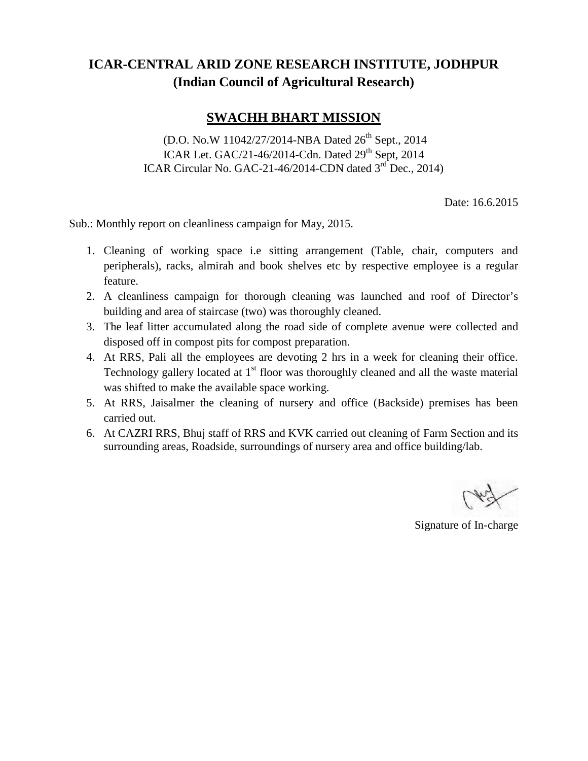# ICAR-CENTRAL ARID ZONE RESEARCH INSTITUTE, JODHPUR
## (Indian Council of Agricultural Research)

## SWACHH BHART MISSION

(D.O. No.W 11042/27/2014-NBA Dated 26th Sept., 2014
ICAR Let. GAC/21-46/2014-Cdn. Dated 29th Sept, 2014
ICAR Circular No. GAC-21-46/2014-CDN dated 3rd Dec., 2014)

Date: 16.6.2015

Sub.: Monthly report on cleanliness campaign for May, 2015.

1. Cleaning of working space i.e sitting arrangement (Table, chair, computers and peripherals), racks, almirah and book shelves etc by respective employee is a regular feature.
2. A cleanliness campaign for thorough cleaning was launched and roof of Director's building and area of staircase (two) was thoroughly cleaned.
3. The leaf litter accumulated along the road side of complete avenue were collected and disposed off in compost pits for compost preparation.
4. At RRS, Pali all the employees are devoting 2 hrs in a week for cleaning their office. Technology gallery located at 1st floor was thoroughly cleaned and all the waste material was shifted to make the available space working.
5. At RRS, Jaisalmer the cleaning of nursery and office (Backside) premises has been carried out.
6. At CAZRI RRS, Bhuj staff of RRS and KVK carried out cleaning of Farm Section and its surrounding areas, Roadside, surroundings of nursery area and office building/lab.

Signature of In-charge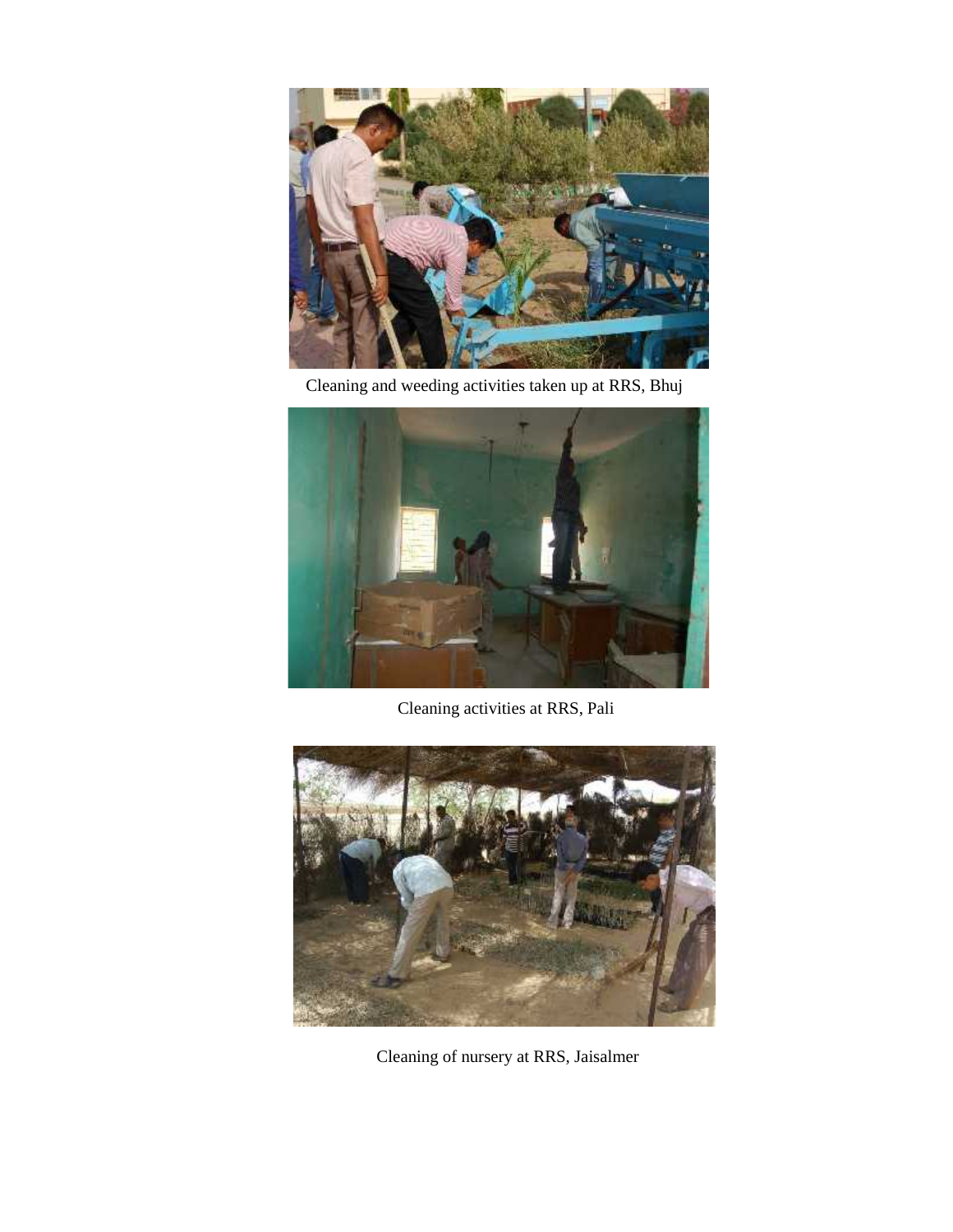Cleaning and weeding activities taken up at RRS, Bhuj

Cleaning activities at RRS, Pali

Cleaning of nursery at RRS, Jaisalmer